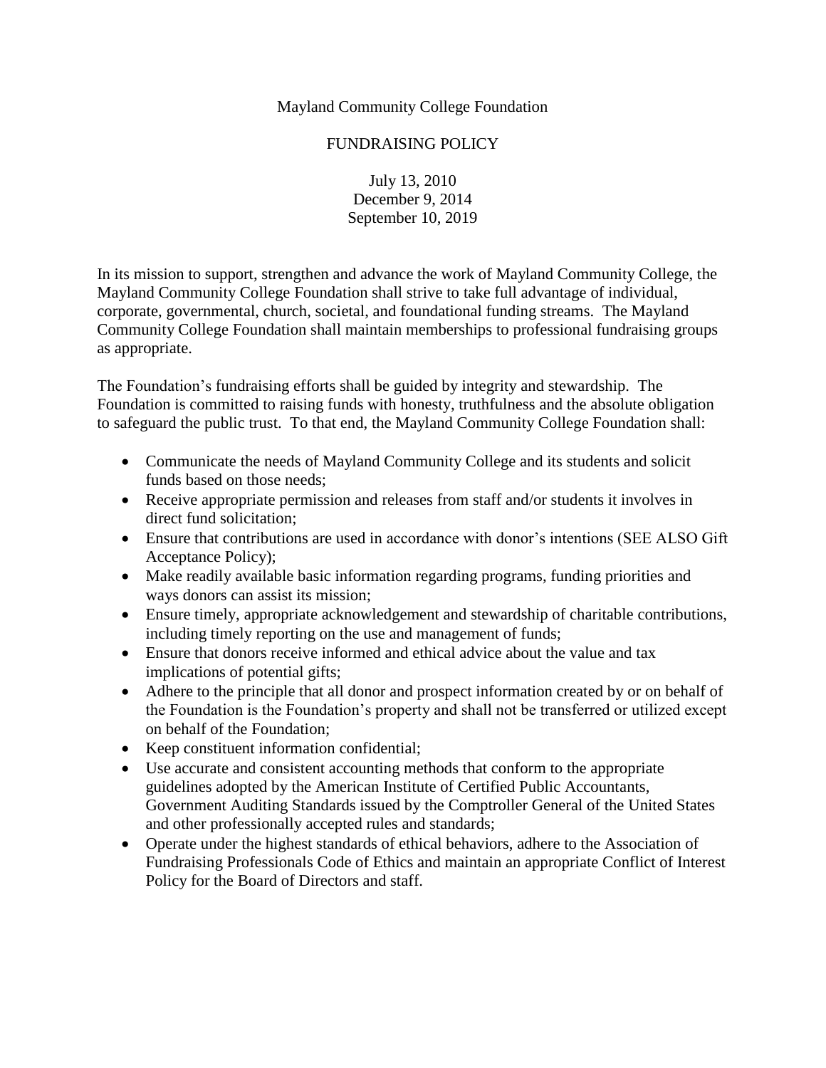# Mayland Community College Foundation

## FUNDRAISING POLICY

July 13, 2010
December 9, 2014
September 10, 2019

In its mission to support, strengthen and advance the work of Mayland Community College, the Mayland Community College Foundation shall strive to take full advantage of individual, corporate, governmental, church, societal, and foundational funding streams. The Mayland Community College Foundation shall maintain memberships to professional fundraising groups as appropriate.

The Foundation's fundraising efforts shall be guided by integrity and stewardship. The Foundation is committed to raising funds with honesty, truthfulness and the absolute obligation to safeguard the public trust. To that end, the Mayland Community College Foundation shall:

- Communicate the needs of Mayland Community College and its students and solicit funds based on those needs;
- Receive appropriate permission and releases from staff and/or students it involves in direct fund solicitation;
- Ensure that contributions are used in accordance with donor's intentions (SEE ALSO Gift Acceptance Policy);
- Make readily available basic information regarding programs, funding priorities and ways donors can assist its mission;
- Ensure timely, appropriate acknowledgement and stewardship of charitable contributions, including timely reporting on the use and management of funds;
- Ensure that donors receive informed and ethical advice about the value and tax implications of potential gifts;
- Adhere to the principle that all donor and prospect information created by or on behalf of the Foundation is the Foundation's property and shall not be transferred or utilized except on behalf of the Foundation;
- Keep constituent information confidential;
- Use accurate and consistent accounting methods that conform to the appropriate guidelines adopted by the American Institute of Certified Public Accountants, Government Auditing Standards issued by the Comptroller General of the United States and other professionally accepted rules and standards;
- Operate under the highest standards of ethical behaviors, adhere to the Association of Fundraising Professionals Code of Ethics and maintain an appropriate Conflict of Interest Policy for the Board of Directors and staff.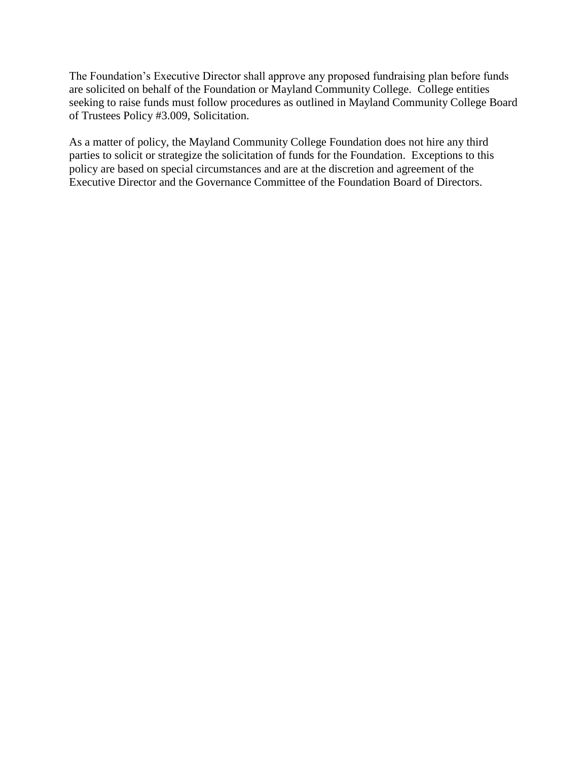The Foundation's Executive Director shall approve any proposed fundraising plan before funds are solicited on behalf of the Foundation or Mayland Community College. College entities seeking to raise funds must follow procedures as outlined in Mayland Community College Board of Trustees Policy #3.009, Solicitation.

As a matter of policy, the Mayland Community College Foundation does not hire any third parties to solicit or strategize the solicitation of funds for the Foundation. Exceptions to this policy are based on special circumstances and are at the discretion and agreement of the Executive Director and the Governance Committee of the Foundation Board of Directors.